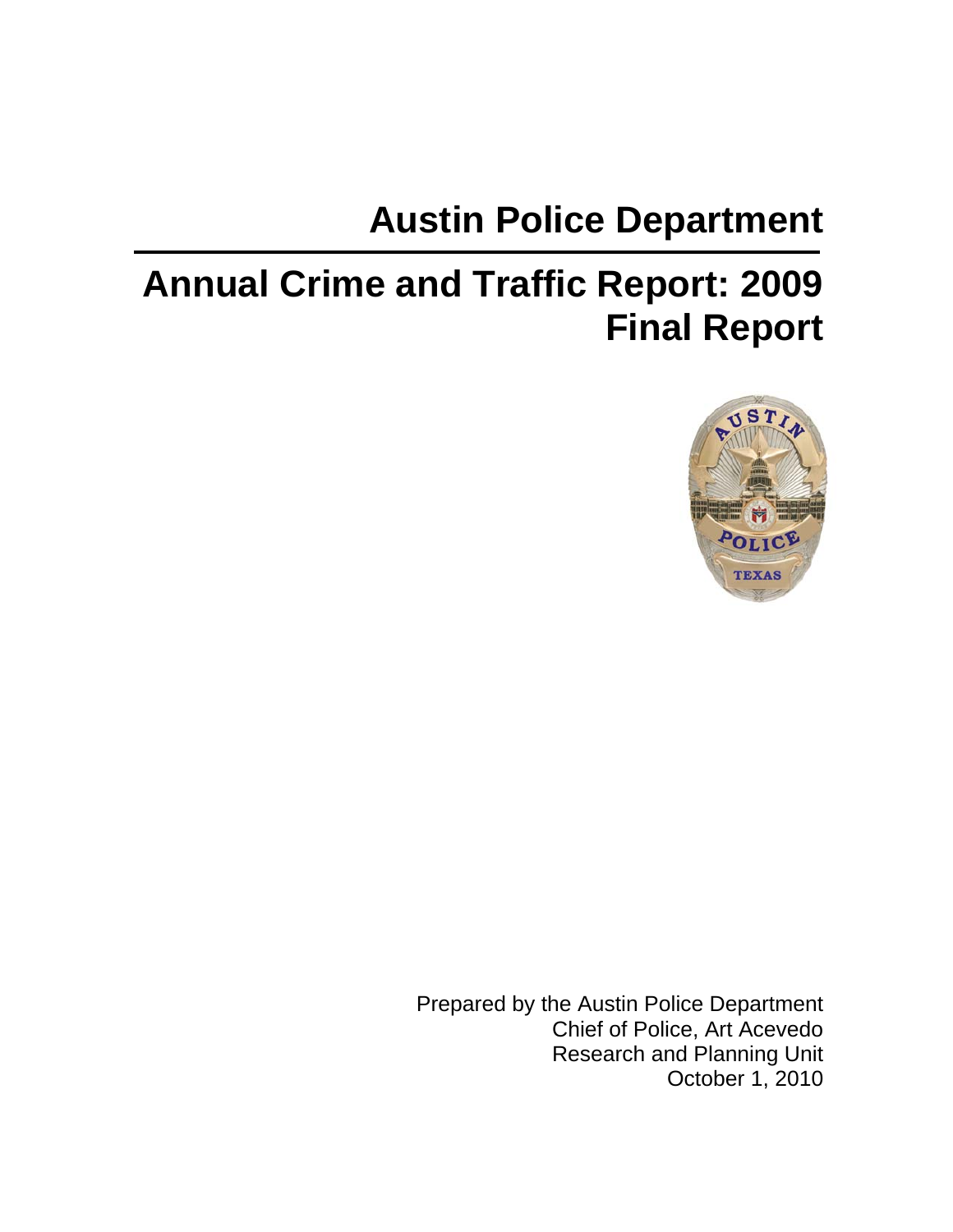# Austin Police Department

# Annual Crime and Traffic Report: 2009
# Final Report

Prepared by the Austin Police Department
Chief of Police, Art Acevedo
Research and Planning Unit
October 1, 2010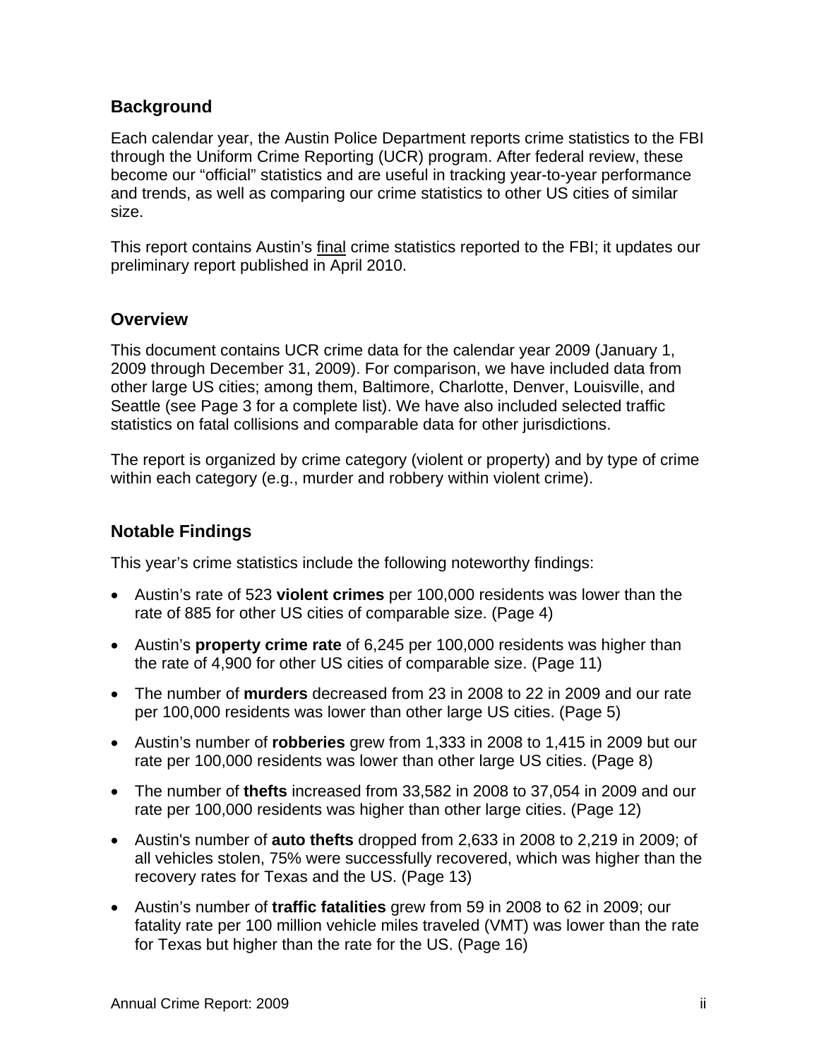## Background

Each calendar year, the Austin Police Department reports crime statistics to the FBI through the Uniform Crime Reporting (UCR) program. After federal review, these become our "official" statistics and are useful in tracking year-to-year performance and trends, as well as comparing our crime statistics to other US cities of similar size.

This report contains Austin's final crime statistics reported to the FBI; it updates our preliminary report published in April 2010.

## Overview

This document contains UCR crime data for the calendar year 2009 (January 1, 2009 through December 31, 2009). For comparison, we have included data from other large US cities; among them, Baltimore, Charlotte, Denver, Louisville, and Seattle (see Page 3 for a complete list). We have also included selected traffic statistics on fatal collisions and comparable data for other jurisdictions.

The report is organized by crime category (violent or property) and by type of crime within each category (e.g., murder and robbery within violent crime).

## Notable Findings

This year's crime statistics include the following noteworthy findings:

- Austin's rate of 523 **violent crimes** per 100,000 residents was lower than the rate of 885 for other US cities of comparable size. (Page 4)
- Austin's **property crime rate** of 6,245 per 100,000 residents was higher than the rate of 4,900 for other US cities of comparable size. (Page 11)
- The number of **murders** decreased from 23 in 2008 to 22 in 2009 and our rate per 100,000 residents was lower than other large US cities. (Page 5)
- Austin's number of **robberies** grew from 1,333 in 2008 to 1,415 in 2009 but our rate per 100,000 residents was lower than other large US cities. (Page 8)
- The number of **thefts** increased from 33,582 in 2008 to 37,054 in 2009 and our rate per 100,000 residents was higher than other large cities. (Page 12)
- Austin's number of **auto thefts** dropped from 2,633 in 2008 to 2,219 in 2009; of all vehicles stolen, 75% were successfully recovered, which was higher than the recovery rates for Texas and the US. (Page 13)
- Austin's number of **traffic fatalities** grew from 59 in 2008 to 62 in 2009; our fatality rate per 100 million vehicle miles traveled (VMT) was lower than the rate for Texas but higher than the rate for the US. (Page 16)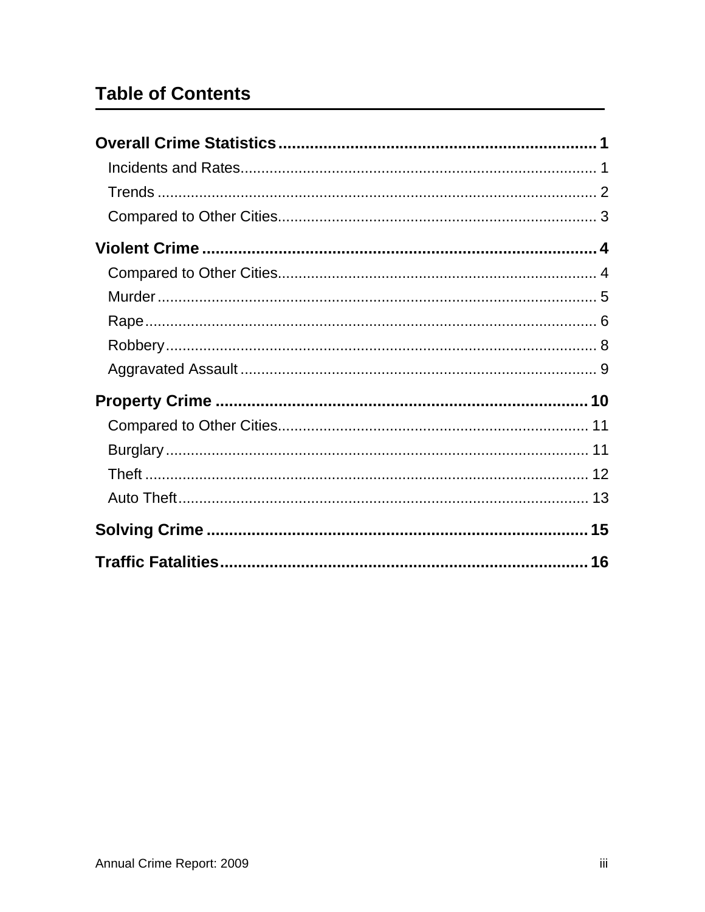## Table of Contents

**Overall Crime Statistics** ........................................................................ **1**

- Incidents and Rates ........................................................................ 1
- Trends ........................................................................ 2
- Compared to Other Cities ........................................................................ 3

**Violent Crime** ........................................................................ **4**

- Compared to Other Cities ........................................................................ 4
- Murder ........................................................................ 5
- Rape ........................................................................ 6
- Robbery ........................................................................ 8
- Aggravated Assault ........................................................................ 9

**Property Crime** ........................................................................ **10**

- Compared to Other Cities ........................................................................ 11
- Burglary ........................................................................ 11
- Theft ........................................................................ 12
- Auto Theft ........................................................................ 13

**Solving Crime** ........................................................................ **15**

**Traffic Fatalities** ........................................................................ **16**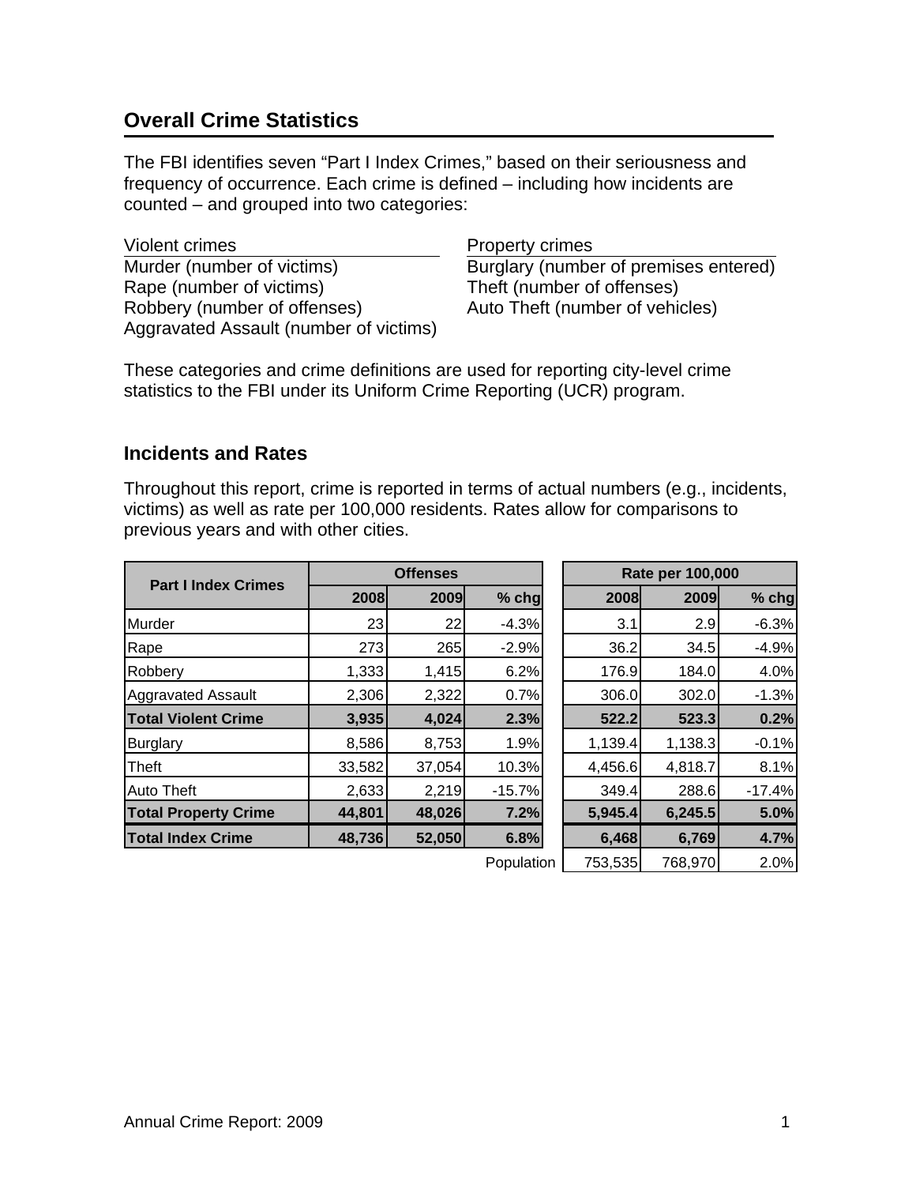## Overall Crime Statistics

The FBI identifies seven "Part I Index Crimes," based on their seriousness and frequency of occurrence. Each crime is defined – including how incidents are counted – and grouped into two categories:

| Violent crimes | Property crimes |
|---|---|
| Murder (number of victims) | Burglary (number of premises entered) |
| Rape (number of victims) | Theft (number of offenses) |
| Robbery (number of offenses) | Auto Theft (number of vehicles) |
| Aggravated Assault (number of victims) | |

These categories and crime definitions are used for reporting city-level crime statistics to the FBI under its Uniform Crime Reporting (UCR) program.

### Incidents and Rates

Throughout this report, crime is reported in terms of actual numbers (e.g., incidents, victims) as well as rate per 100,000 residents. Rates allow for comparisons to previous years and with other cities.

| Part I Index Crimes | Offenses | | | Rate per 100,000 | | |
|---|---|---|---|---|---|---|
| | 2008 | 2009 | % chg | 2008 | 2009 | % chg |
| Murder | 23 | 22 | -4.3% | 3.1 | 2.9 | -6.3% |
| Rape | 273 | 265 | -2.9% | 36.2 | 34.5 | -4.9% |
| Robbery | 1,333 | 1,415 | 6.2% | 176.9 | 184.0 | 4.0% |
| Aggravated Assault | 2,306 | 2,322 | 0.7% | 306.0 | 302.0 | -1.3% |
| **Total Violent Crime** | **3,935** | **4,024** | **2.3%** | **522.2** | **523.3** | **0.2%** |
| Burglary | 8,586 | 8,753 | 1.9% | 1,139.4 | 1,138.3 | -0.1% |
| Theft | 33,582 | 37,054 | 10.3% | 4,456.6 | 4,818.7 | 8.1% |
| Auto Theft | 2,633 | 2,219 | -15.7% | 349.4 | 288.6 | -17.4% |
| **Total Property Crime** | **44,801** | **48,026** | **7.2%** | **5,945.4** | **6,245.5** | **5.0%** |
| **Total Index Crime** | **48,736** | **52,050** | **6.8%** | **6,468** | **6,769** | **4.7%** |
| | | | Population | 753,535 | 768,970 | 2.0% |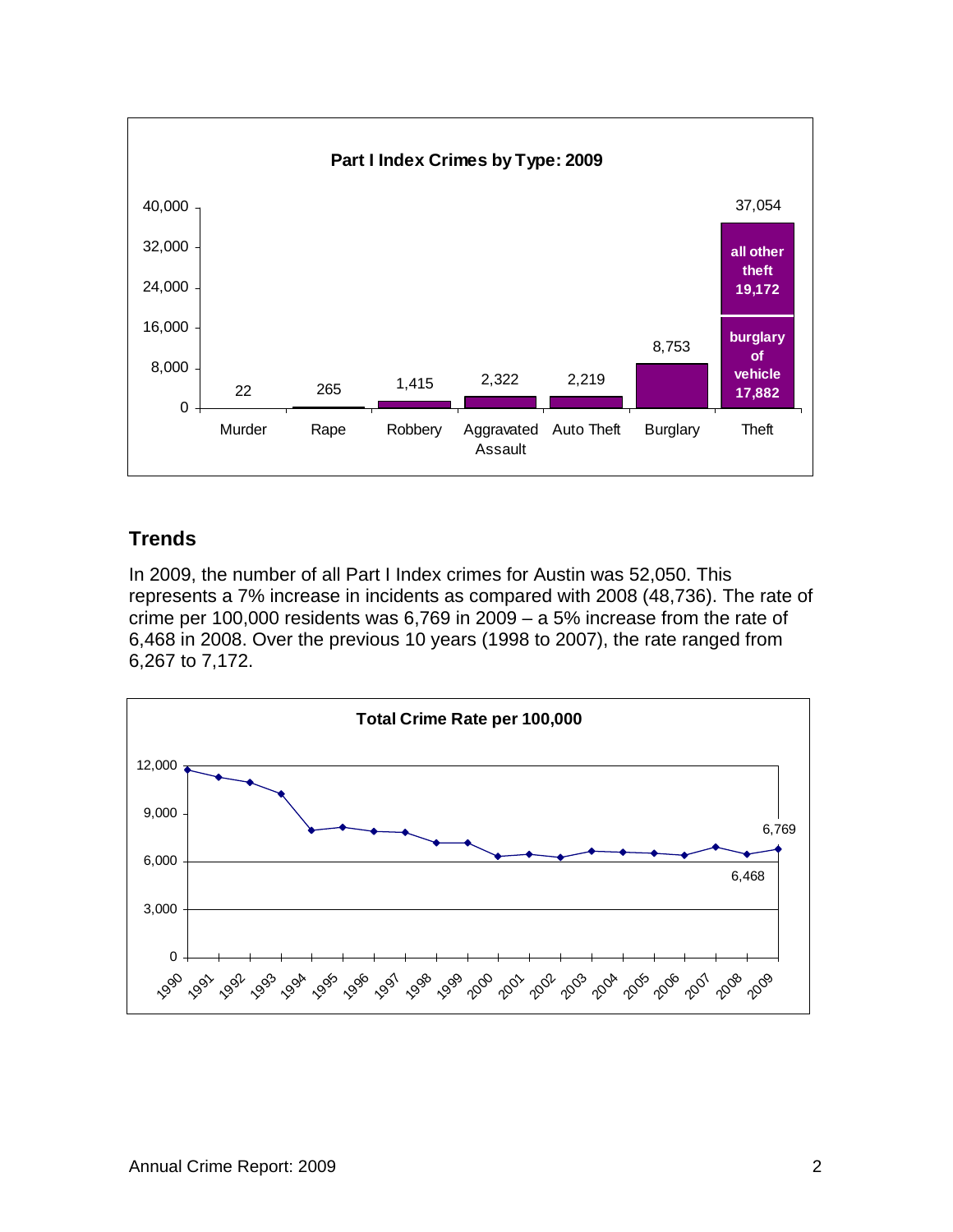**Part I Index Crimes by Type: 2009**

| Type | Count |
|---|---|
| Murder | 22 |
| Rape | 265 |
| Robbery | 1,415 |
| Aggravated Assault | 2,322 |
| Auto Theft | 2,219 |
| Burglary | 8,753 |
| Theft | 37,054 |

Theft: burglary of vehicle 17,882; all other theft 19,172

## Trends

In 2009, the number of all Part I Index crimes for Austin was 52,050. This represents a 7% increase in incidents as compared with 2008 (48,736). The rate of crime per 100,000 residents was 6,769 in 2009 – a 5% increase from the rate of 6,468 in 2008. Over the previous 10 years (1998 to 2007), the rate ranged from 6,267 to 7,172.

**Total Crime Rate per 100,000**

| Year | Rate |
|---|---|
| 2008 | 6,468 |
| 2009 | 6,769 |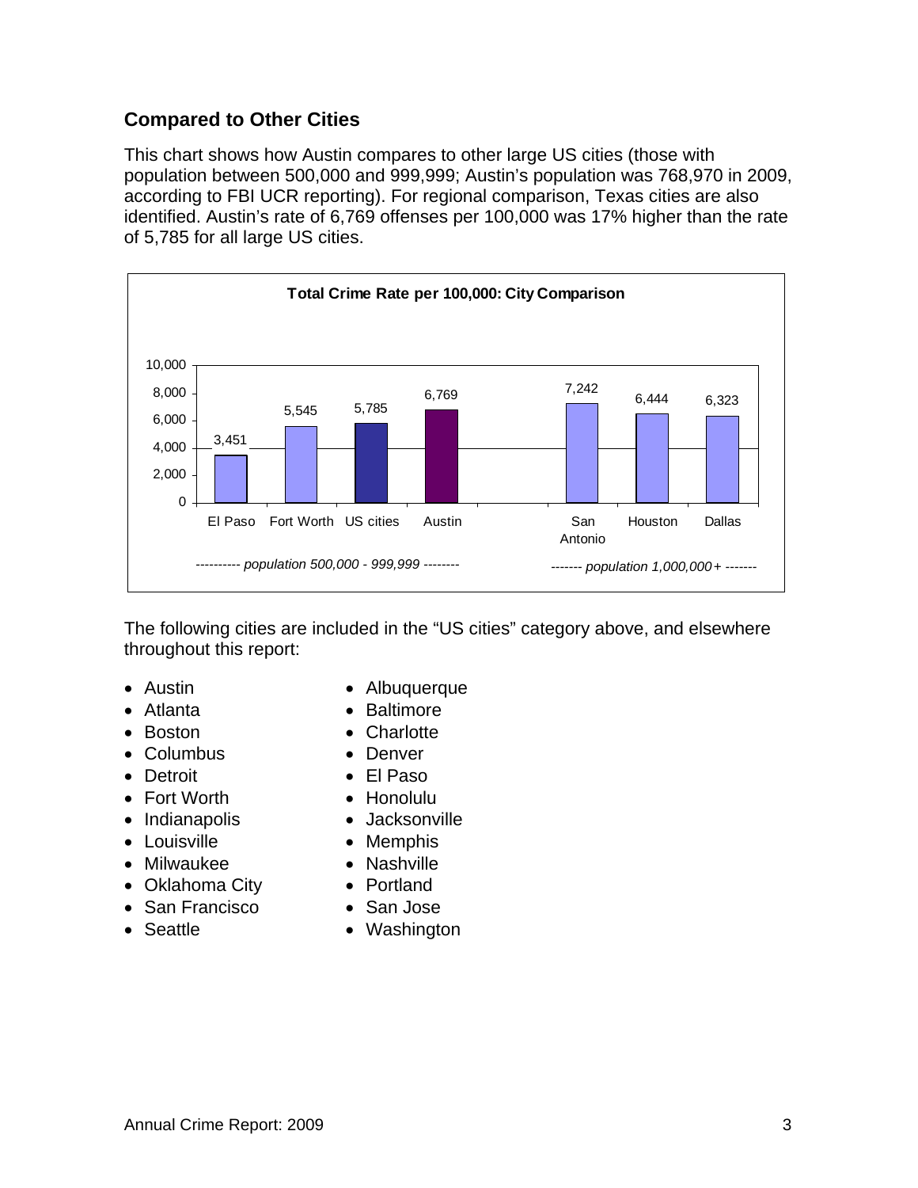## Compared to Other Cities

This chart shows how Austin compares to other large US cities (those with population between 500,000 and 999,999; Austin's population was 768,970 in 2009, according to FBI UCR reporting). For regional comparison, Texas cities are also identified. Austin's rate of 6,769 offenses per 100,000 was 17% higher than the rate of 5,785 for all large US cities.

**Total Crime Rate per 100,000: City Comparison**

| | El Paso | Fort Worth | US cities | Austin | San Antonio | Houston | Dallas |
|---|---|---|---|---|---|---|---|
| Rate | 3,451 | 5,545 | 5,785 | 6,769 | 7,242 | 6,444 | 6,323 |
| | *population 500,000 - 999,999* | | | | *population 1,000,000+* | | |

The following cities are included in the "US cities" category above, and elsewhere throughout this report:

- Austin
- Atlanta
- Boston
- Columbus
- Detroit
- Fort Worth
- Indianapolis
- Louisville
- Milwaukee
- Oklahoma City
- San Francisco
- Seattle
- Albuquerque
- Baltimore
- Charlotte
- Denver
- El Paso
- Honolulu
- Jacksonville
- Memphis
- Nashville
- Portland
- San Jose
- Washington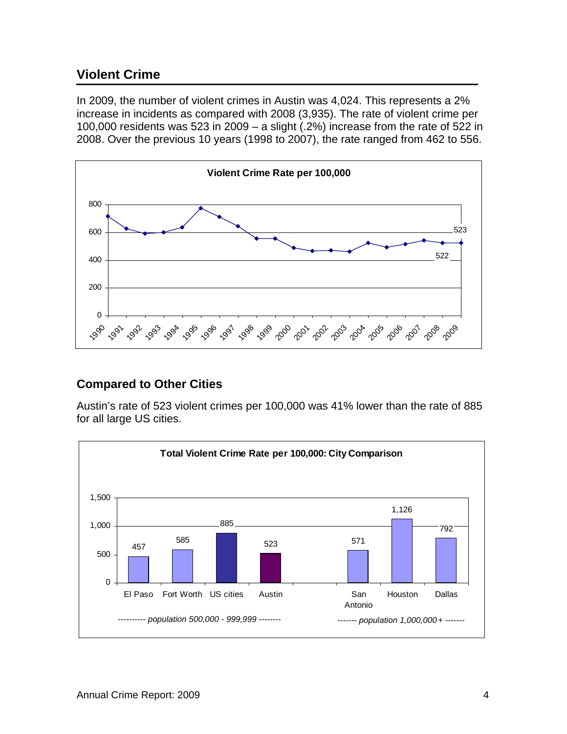## Violent Crime

In 2009, the number of violent crimes in Austin was 4,024. This represents a 2% increase in incidents as compared with 2008 (3,935). The rate of violent crime per 100,000 residents was 523 in 2009 – a slight (.2%) increase from the rate of 522 in 2008. Over the previous 10 years (1998 to 2007), the rate ranged from 462 to 556.

**Violent Crime Rate per 100,000**

## Compared to Other Cities

Austin's rate of 523 violent crimes per 100,000 was 41% lower than the rate of 885 for all large US cities.

**Total Violent Crime Rate per 100,000: City Comparison**

| El Paso | Fort Worth | US cities | Austin | San Antonio | Houston | Dallas |
|---|---|---|---|---|---|---|
| 457 | 585 | 885 | 523 | 571 | 1,126 | 792 |
| *population 500,000 - 999,999* | | | | *population 1,000,000+* | | |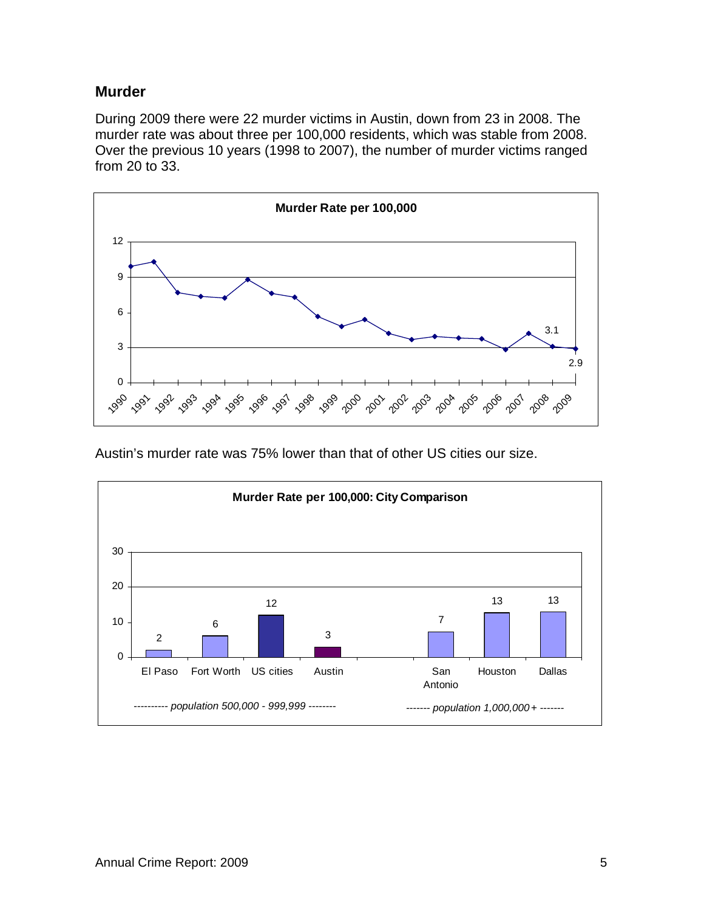## Murder

During 2009 there were 22 murder victims in Austin, down from 23 in 2008. The murder rate was about three per 100,000 residents, which was stable from 2008. Over the previous 10 years (1998 to 2007), the number of murder victims ranged from 20 to 33.

Austin's murder rate was 75% lower than that of other US cities our size.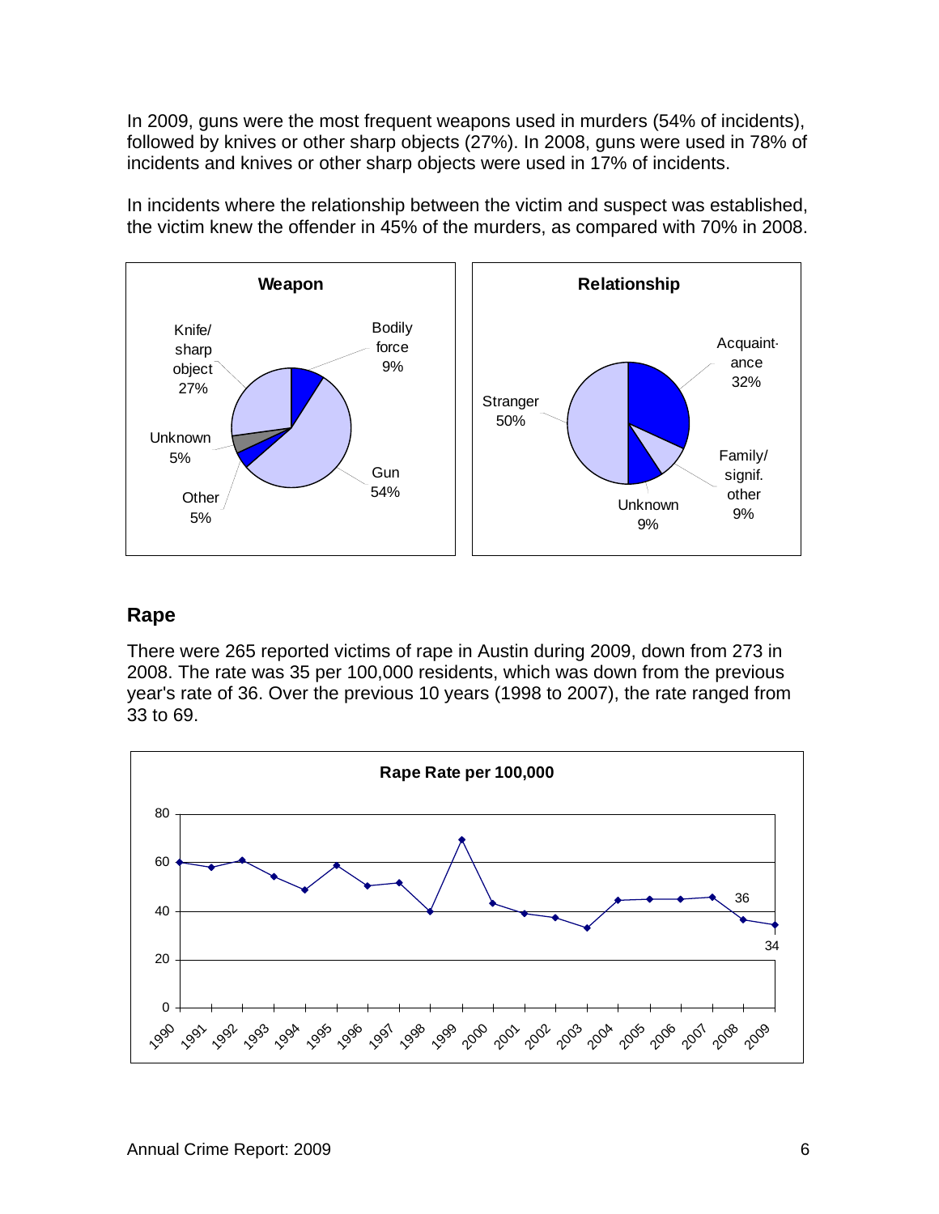In 2009, guns were the most frequent weapons used in murders (54% of incidents), followed by knives or other sharp objects (27%). In 2008, guns were used in 78% of incidents and knives or other sharp objects were used in 17% of incidents.

In incidents where the relationship between the victim and suspect was established, the victim knew the offender in 45% of the murders, as compared with 70% in 2008.

**Weapon**

| Weapon | Percent |
|---|---|
| Gun | 54% |
| Knife/sharp object | 27% |
| Bodily force | 9% |
| Unknown | 5% |
| Other | 5% |

**Relationship**

| Relationship | Percent |
|---|---|
| Stranger | 50% |
| Acquaintance | 32% |
| Family/signif. other | 9% |
| Unknown | 9% |

## Rape

There were 265 reported victims of rape in Austin during 2009, down from 273 in 2008. The rate was 35 per 100,000 residents, which was down from the previous year's rate of 36. Over the previous 10 years (1998 to 2007), the rate ranged from 33 to 69.

**Rape Rate per 100,000**

| Year | Rate |
|---|---|
| 2008 | 36 |
| 2009 | 34 |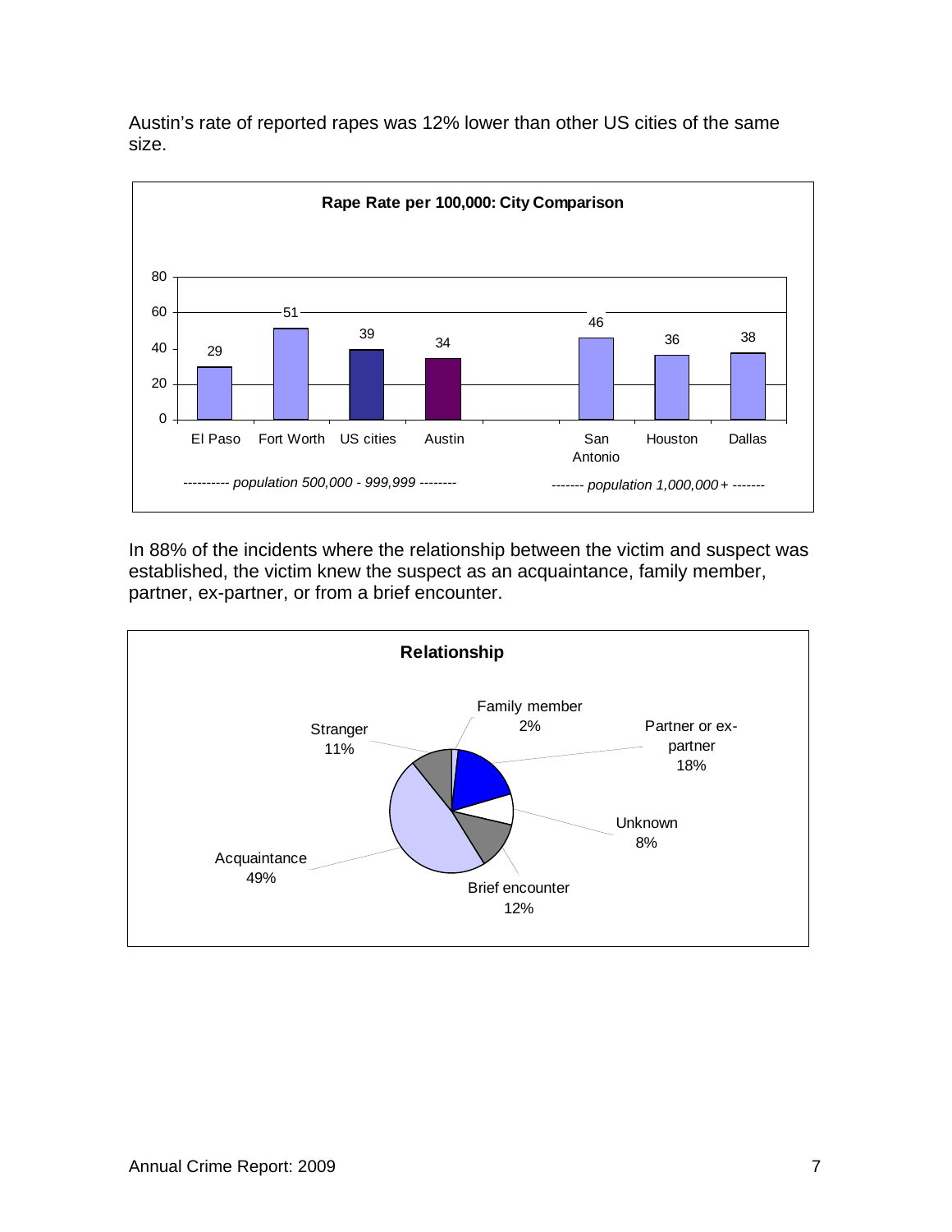Austin's rate of reported rapes was 12% lower than other US cities of the same size.

**Rape Rate per 100,000: City Comparison**

| City | Rate |
| --- | --- |
| El Paso | 29 |
| Fort Worth | 51 |
| US cities | 39 |
| Austin | 34 |
| San Antonio | 46 |
| Houston | 36 |
| Dallas | 38 |

*---------- population 500,000 - 999,999 --------* (El Paso, Fort Worth, US cities, Austin)

*------- population 1,000,000+ -------* (San Antonio, Houston, Dallas)

In 88% of the incidents where the relationship between the victim and suspect was established, the victim knew the suspect as an acquaintance, family member, partner, ex-partner, or from a brief encounter.

**Relationship**

| Relationship | Percent |
| --- | --- |
| Family member | 2% |
| Partner or ex-partner | 18% |
| Unknown | 8% |
| Brief encounter | 12% |
| Acquaintance | 49% |
| Stranger | 11% |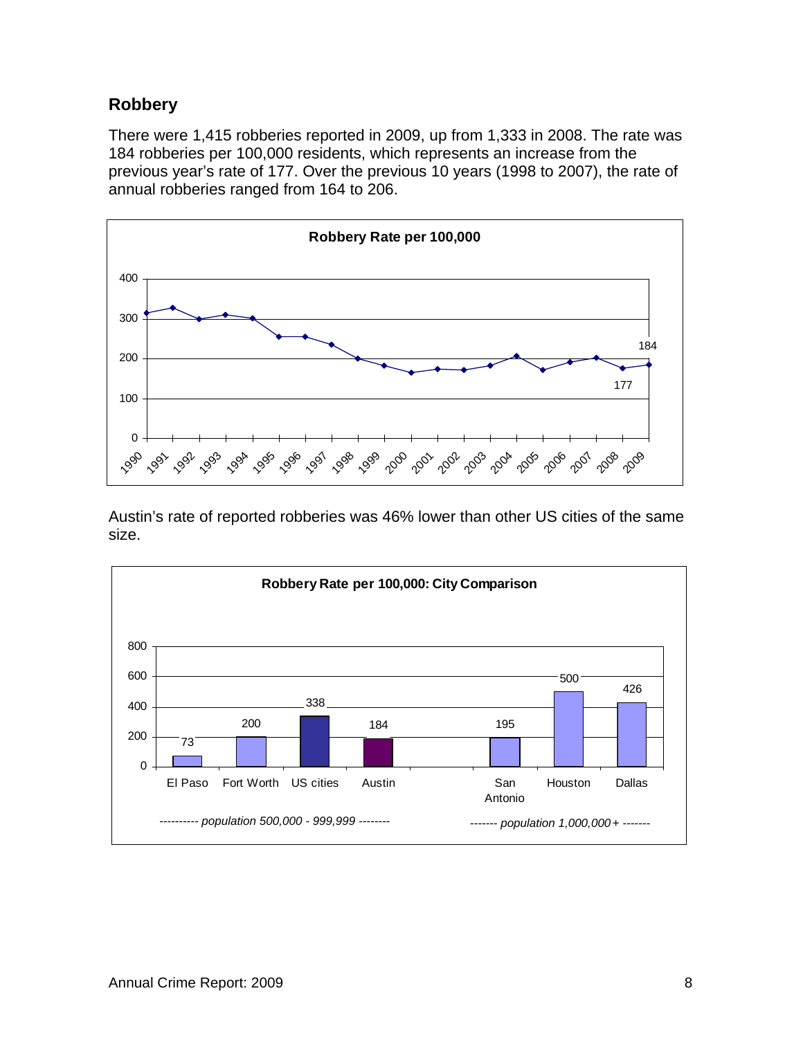## Robbery

There were 1,415 robberies reported in 2009, up from 1,333 in 2008. The rate was 184 robberies per 100,000 residents, which represents an increase from the previous year's rate of 177. Over the previous 10 years (1998 to 2007), the rate of annual robberies ranged from 164 to 206.

Austin's rate of reported robberies was 46% lower than other US cities of the same size.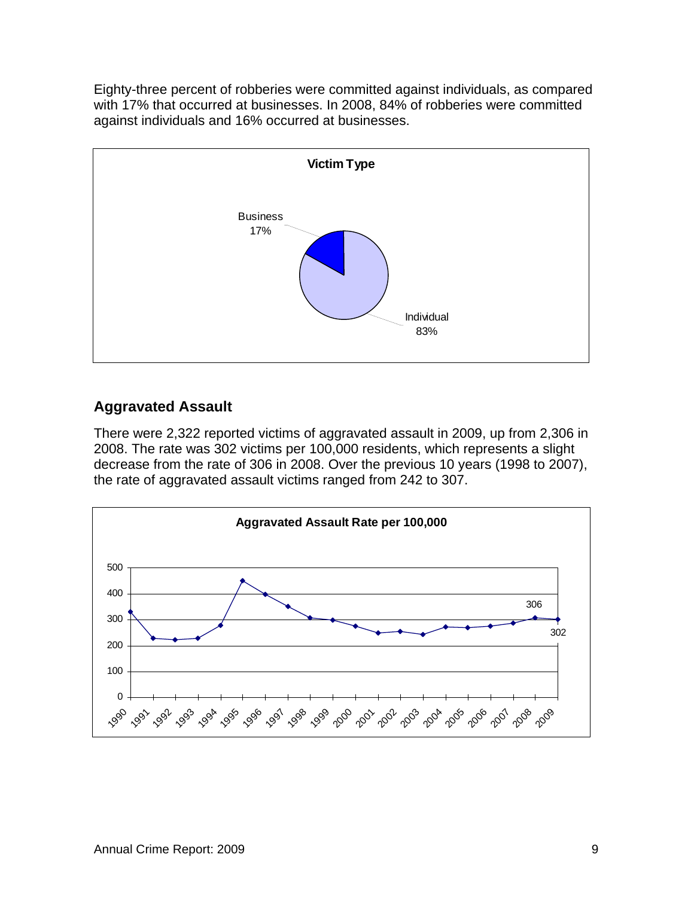Eighty-three percent of robberies were committed against individuals, as compared with 17% that occurred at businesses. In 2008, 84% of robberies were committed against individuals and 16% occurred at businesses.

**Victim Type**

Business 17%

Individual 83%

## Aggravated Assault

There were 2,322 reported victims of aggravated assault in 2009, up from 2,306 in 2008. The rate was 302 victims per 100,000 residents, which represents a slight decrease from the rate of 306 in 2008. Over the previous 10 years (1998 to 2007), the rate of aggravated assault victims ranged from 242 to 307.

**Aggravated Assault Rate per 100,000**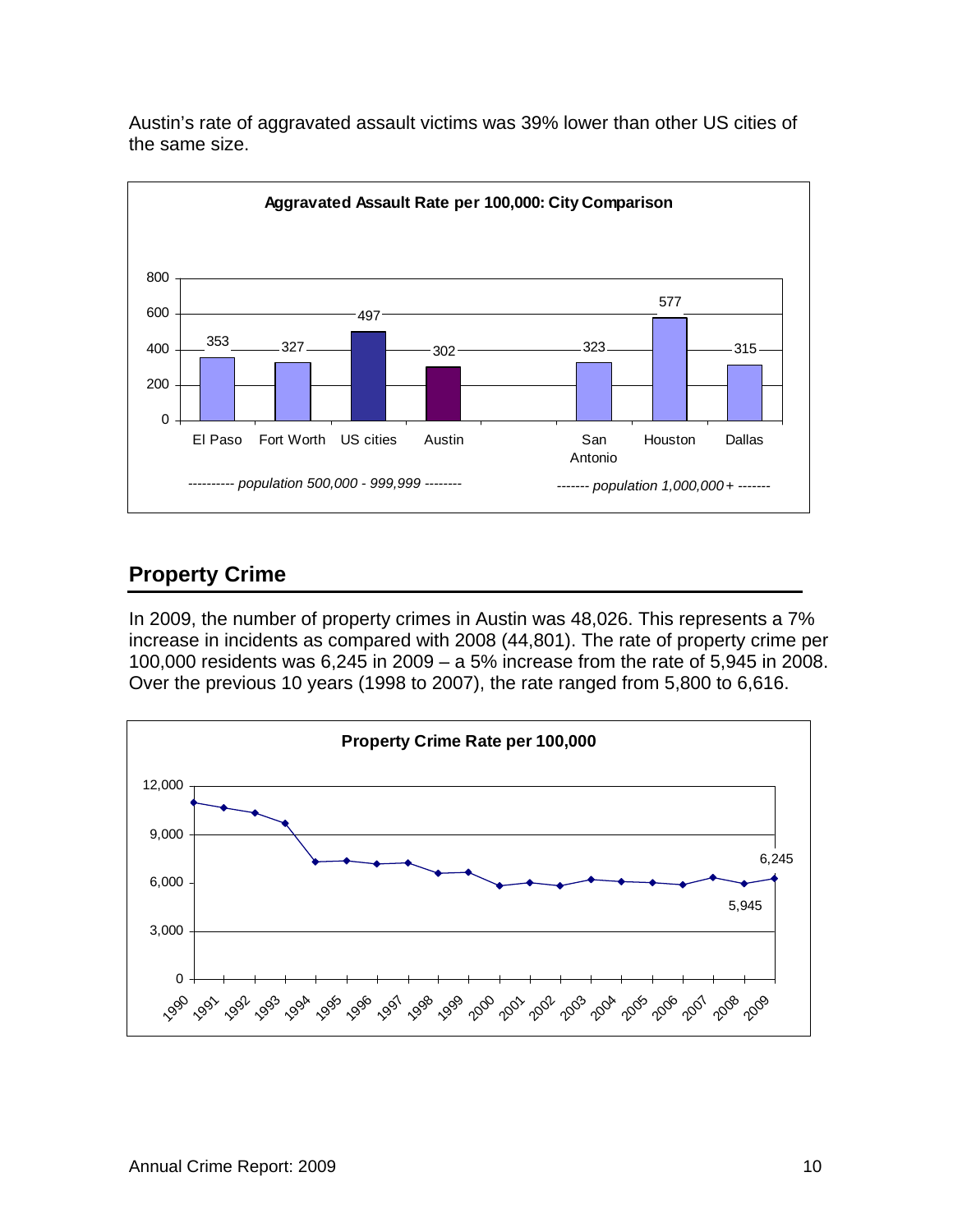Austin's rate of aggravated assault victims was 39% lower than other US cities of the same size.

**Aggravated Assault Rate per 100,000: City Comparison**

| | El Paso | Fort Worth | US cities | Austin | San Antonio | Houston | Dallas |
|---|---|---|---|---|---|---|---|
| Rate | 353 | 327 | 497 | 302 | 323 | 577 | 315 |

*---------- population 500,000 - 999,999 --------* (El Paso, Fort Worth, US cities, Austin)

*------- population 1,000,000+ -------* (San Antonio, Houston, Dallas)

## Property Crime

In 2009, the number of property crimes in Austin was 48,026. This represents a 7% increase in incidents as compared with 2008 (44,801). The rate of property crime per 100,000 residents was 6,245 in 2009 – a 5% increase from the rate of 5,945 in 2008. Over the previous 10 years (1998 to 2007), the rate ranged from 5,800 to 6,616.

**Property Crime Rate per 100,000**

| Year | Rate |
|---|---|
| 2008 | 5,945 |
| 2009 | 6,245 |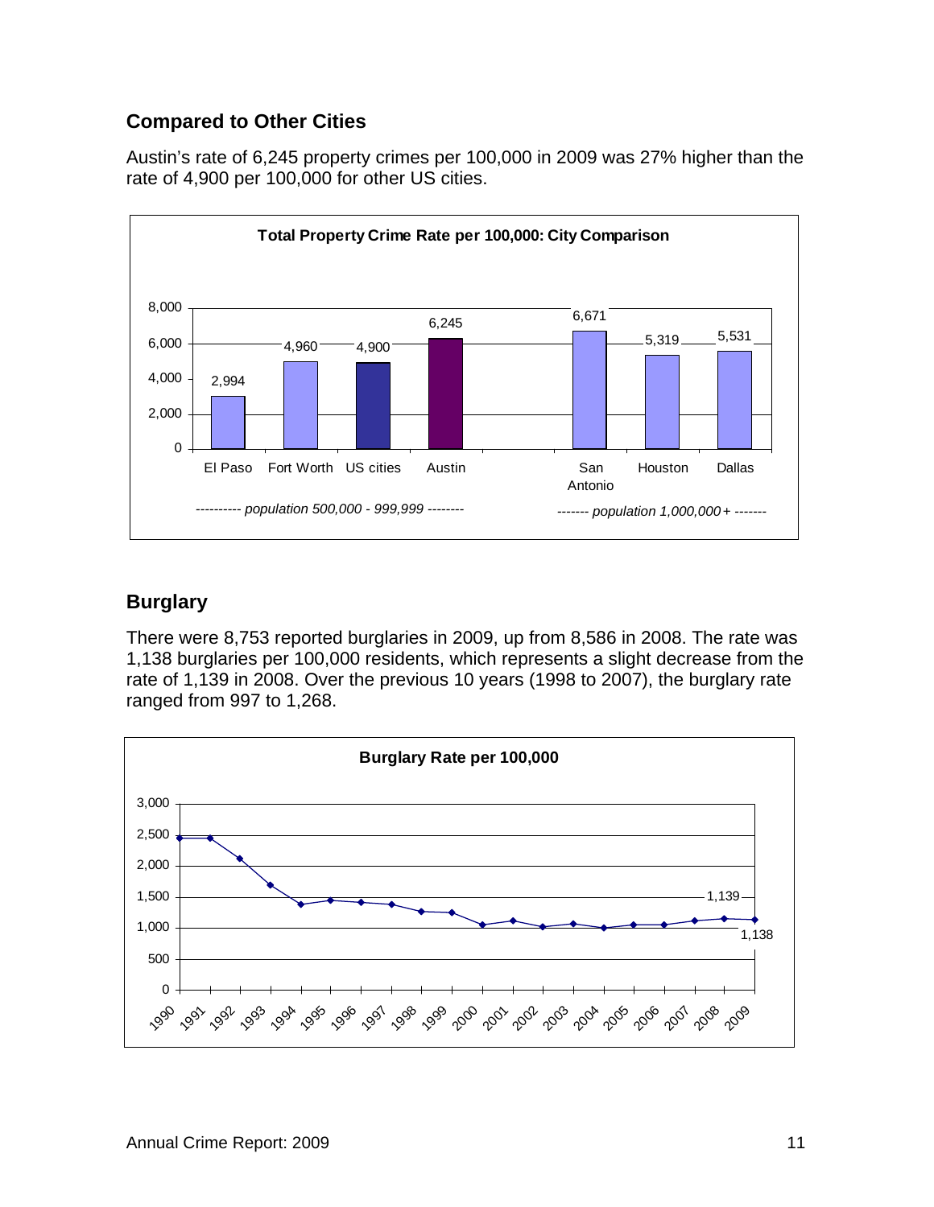## Compared to Other Cities

Austin's rate of 6,245 property crimes per 100,000 in 2009 was 27% higher than the rate of 4,900 per 100,000 for other US cities.

**Total Property Crime Rate per 100,000: City Comparison**

| | El Paso | Fort Worth | US cities | Austin | San Antonio | Houston | Dallas |
|---|---|---|---|---|---|---|---|
| Rate | 2,994 | 4,960 | 4,900 | 6,245 | 6,671 | 5,319 | 5,531 |

*---------- population 500,000 - 999,999 --------* (El Paso, Fort Worth, US cities, Austin)

*------- population 1,000,000+ -------* (San Antonio, Houston, Dallas)

## Burglary

There were 8,753 reported burglaries in 2009, up from 8,586 in 2008. The rate was 1,138 burglaries per 100,000 residents, which represents a slight decrease from the rate of 1,139 in 2008. Over the previous 10 years (1998 to 2007), the burglary rate ranged from 997 to 1,268.

**Burglary Rate per 100,000**

(Line chart, 1990–2009; labeled values: 2008: 1,139; 2009: 1,138)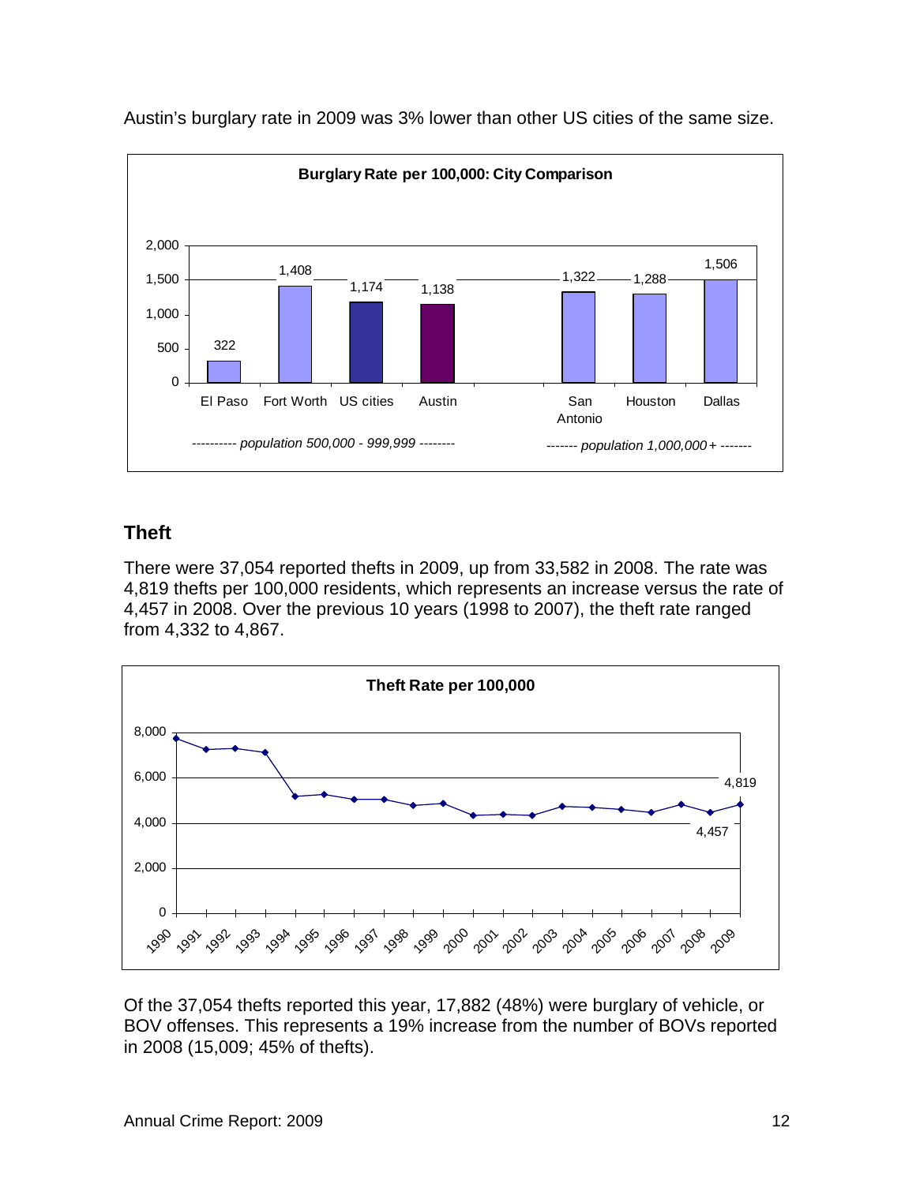Austin's burglary rate in 2009 was 3% lower than other US cities of the same size.

**Burglary Rate per 100,000: City Comparison**

| City | Burglary Rate per 100,000 |
| --- | --- |
| *population 500,000 - 999,999* | |
| El Paso | 322 |
| Fort Worth | 1,408 |
| US cities | 1,174 |
| Austin | 1,138 |
| *population 1,000,000+* | |
| San Antonio | 1,322 |
| Houston | 1,288 |
| Dallas | 1,506 |

## Theft

There were 37,054 reported thefts in 2009, up from 33,582 in 2008. The rate was 4,819 thefts per 100,000 residents, which represents an increase versus the rate of 4,457 in 2008. Over the previous 10 years (1998 to 2007), the theft rate ranged from 4,332 to 4,867.

**Theft Rate per 100,000**

(Line chart, 1990–2009; labeled values: 2008: 4,457; 2009: 4,819)

Of the 37,054 thefts reported this year, 17,882 (48%) were burglary of vehicle, or BOV offenses. This represents a 19% increase from the number of BOVs reported in 2008 (15,009; 45% of thefts).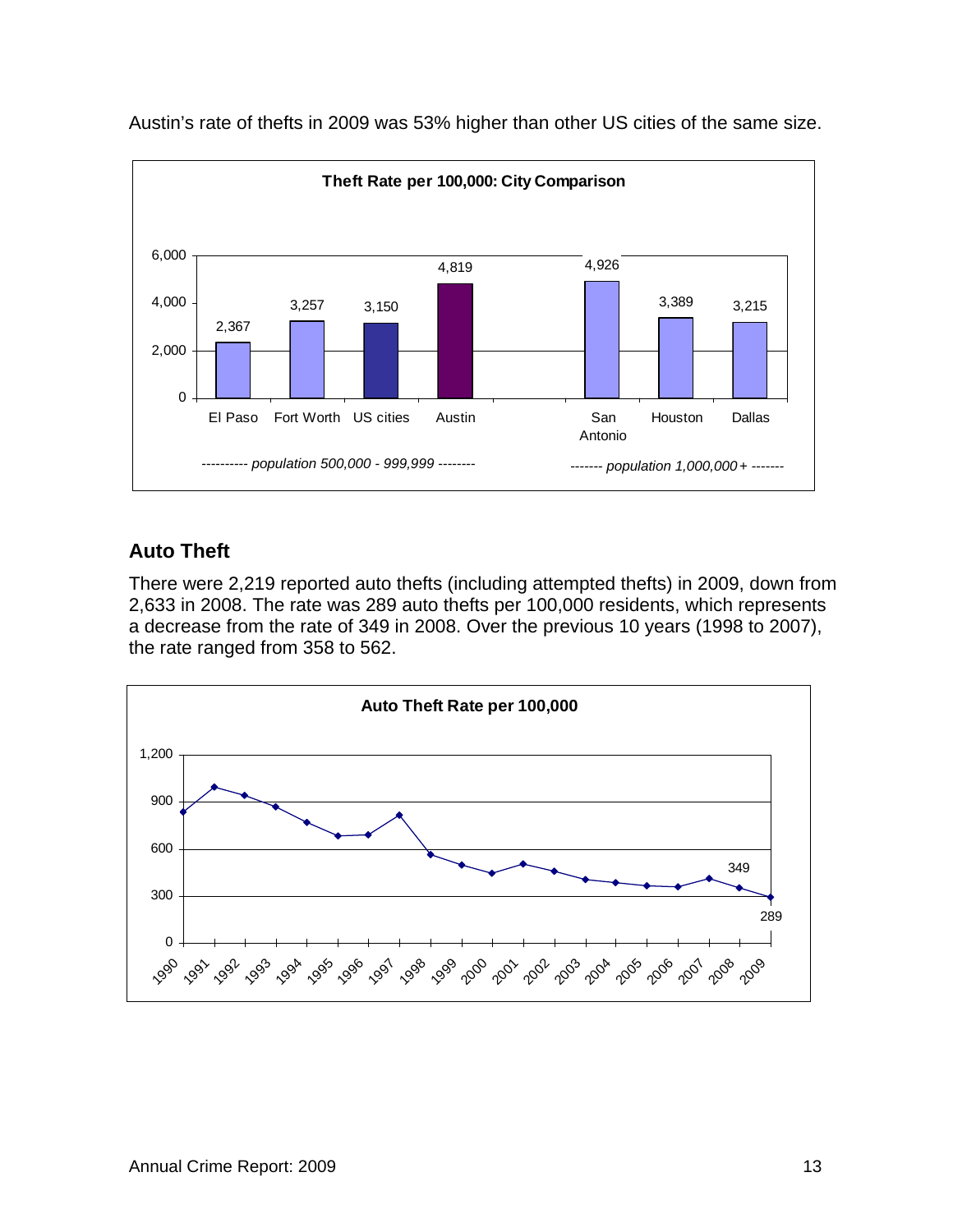Austin's rate of thefts in 2009 was 53% higher than other US cities of the same size.

**Theft Rate per 100,000: City Comparison**

| City | Theft Rate per 100,000 |
| --- | --- |
| *population 500,000 - 999,999* | |
| El Paso | 2,367 |
| Fort Worth | 3,257 |
| US cities | 3,150 |
| Austin | 4,819 |
| *population 1,000,000+* | |
| San Antonio | 4,926 |
| Houston | 3,389 |
| Dallas | 3,215 |

## Auto Theft

There were 2,219 reported auto thefts (including attempted thefts) in 2009, down from 2,633 in 2008. The rate was 289 auto thefts per 100,000 residents, which represents a decrease from the rate of 349 in 2008. Over the previous 10 years (1998 to 2007), the rate ranged from 358 to 562.

**Auto Theft Rate per 100,000**

(Line chart, 1990–2009; labeled values: 2008: 349, 2009: 289)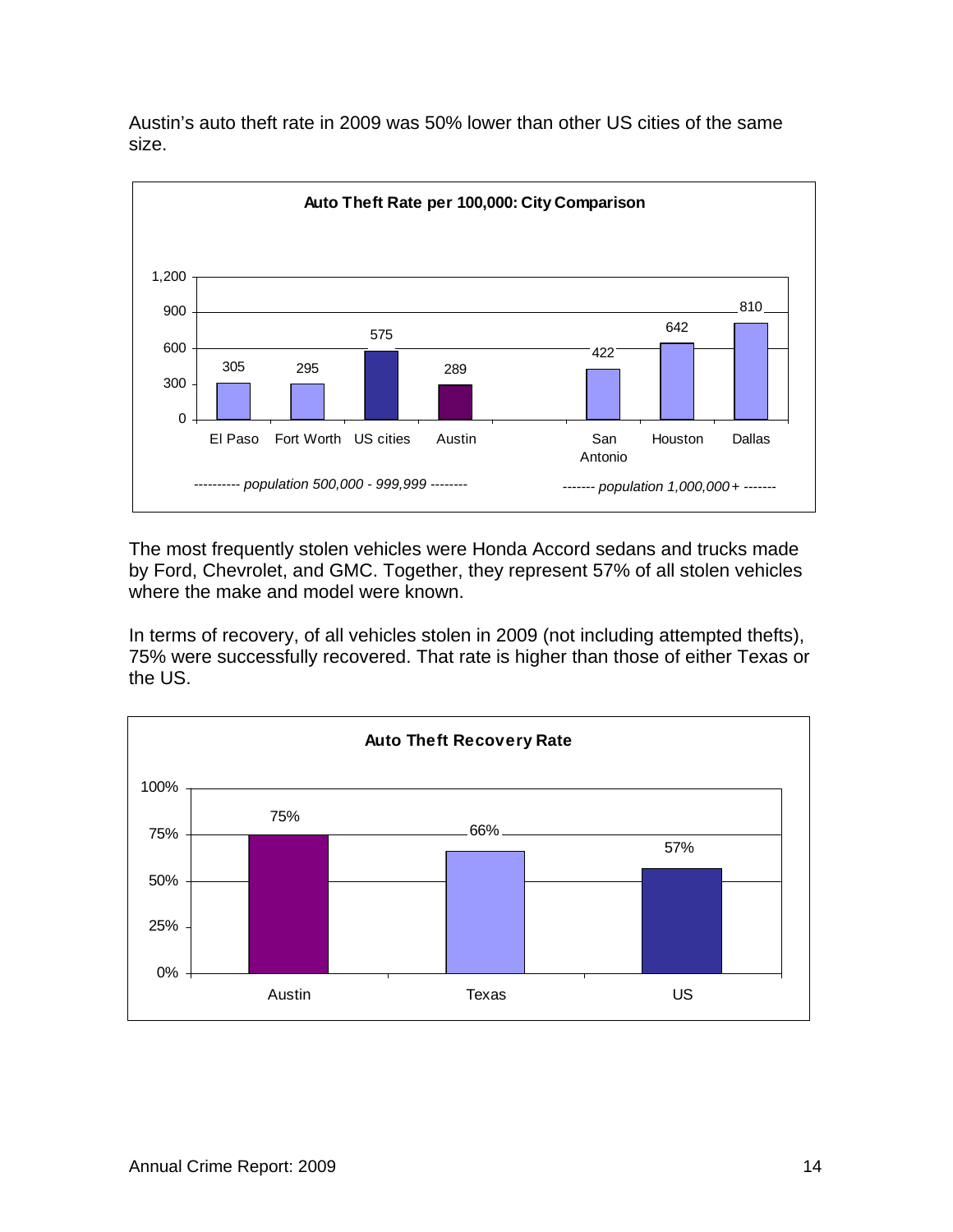Austin's auto theft rate in 2009 was 50% lower than other US cities of the same size.

**Auto Theft Rate per 100,000: City Comparison**

| | El Paso | Fort Worth | US cities | Austin | San Antonio | Houston | Dallas |
|---|---|---|---|---|---|---|---|
| Rate | 305 | 295 | 575 | 289 | 422 | 642 | 810 |

*---------- population 500,000 - 999,999 --------* (El Paso, Fort Worth, US cities, Austin)

*------- population 1,000,000+ -------* (San Antonio, Houston, Dallas)

The most frequently stolen vehicles were Honda Accord sedans and trucks made by Ford, Chevrolet, and GMC. Together, they represent 57% of all stolen vehicles where the make and model were known.

In terms of recovery, of all vehicles stolen in 2009 (not including attempted thefts), 75% were successfully recovered. That rate is higher than those of either Texas or the US.

**Auto Theft Recovery Rate**

| | Austin | Texas | US |
|---|---|---|---|
| Recovery Rate | 75% | 66% | 57% |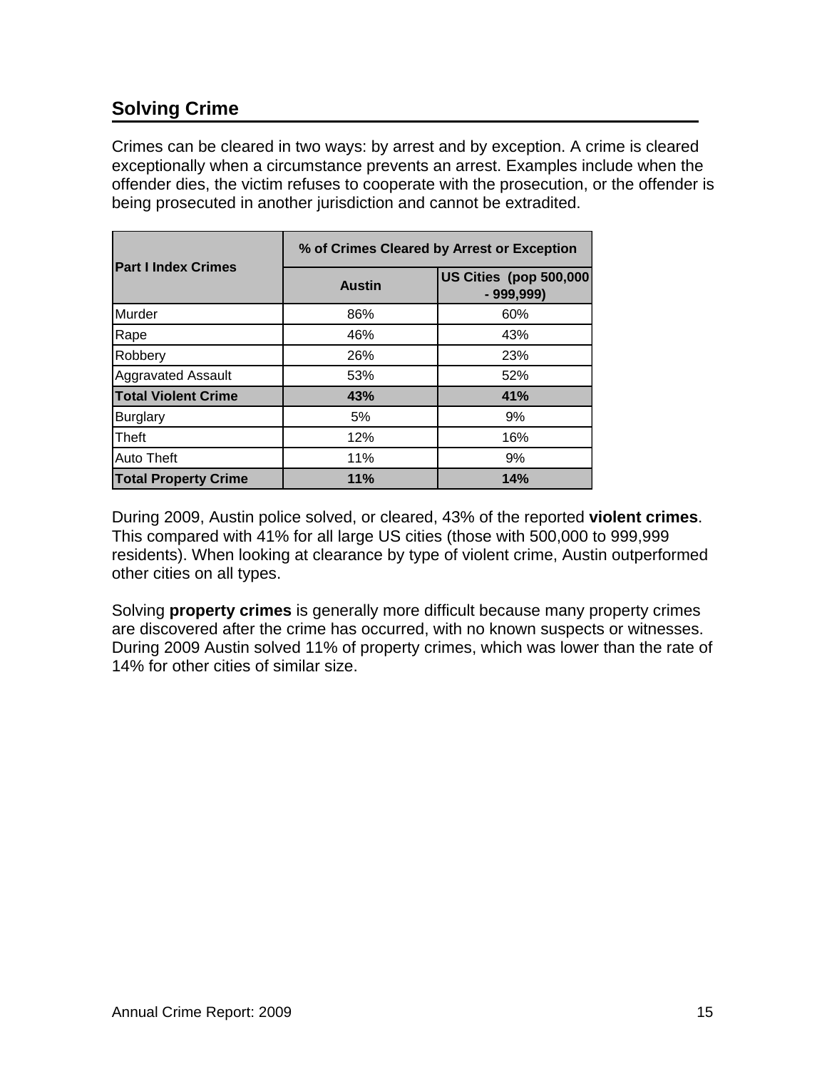## Solving Crime

Crimes can be cleared in two ways: by arrest and by exception. A crime is cleared exceptionally when a circumstance prevents an arrest. Examples include when the offender dies, the victim refuses to cooperate with the prosecution, or the offender is being prosecuted in another jurisdiction and cannot be extradited.

| Part I Index Crimes | % of Crimes Cleared by Arrest or Exception | |
|---|---|---|
| | Austin | US Cities (pop 500,000 - 999,999) |
| Murder | 86% | 60% |
| Rape | 46% | 43% |
| Robbery | 26% | 23% |
| Aggravated Assault | 53% | 52% |
| **Total Violent Crime** | **43%** | **41%** |
| Burglary | 5% | 9% |
| Theft | 12% | 16% |
| Auto Theft | 11% | 9% |
| **Total Property Crime** | **11%** | **14%** |

During 2009, Austin police solved, or cleared, 43% of the reported **violent crimes**. This compared with 41% for all large US cities (those with 500,000 to 999,999 residents). When looking at clearance by type of violent crime, Austin outperformed other cities on all types.

Solving **property crimes** is generally more difficult because many property crimes are discovered after the crime has occurred, with no known suspects or witnesses. During 2009 Austin solved 11% of property crimes, which was lower than the rate of 14% for other cities of similar size.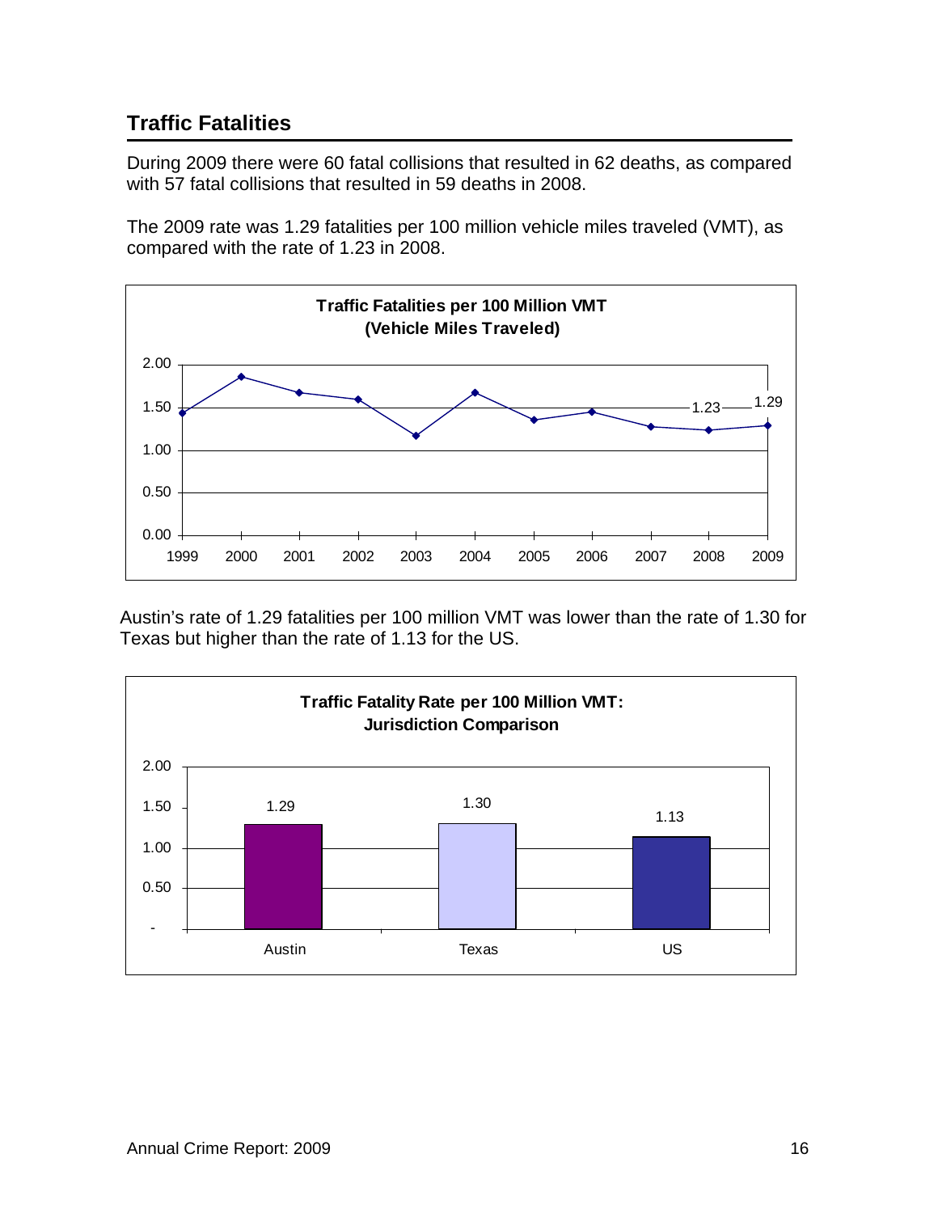## Traffic Fatalities

During 2009 there were 60 fatal collisions that resulted in 62 deaths, as compared with 57 fatal collisions that resulted in 59 deaths in 2008.

The 2009 rate was 1.29 fatalities per 100 million vehicle miles traveled (VMT), as compared with the rate of 1.23 in 2008.

**Traffic Fatalities per 100 Million VMT (Vehicle Miles Traveled)**

Austin's rate of 1.29 fatalities per 100 million VMT was lower than the rate of 1.30 for Texas but higher than the rate of 1.13 for the US.

**Traffic Fatality Rate per 100 Million VMT: Jurisdiction Comparison**

| Austin | Texas | US |
| --- | --- | --- |
| 1.29 | 1.30 | 1.13 |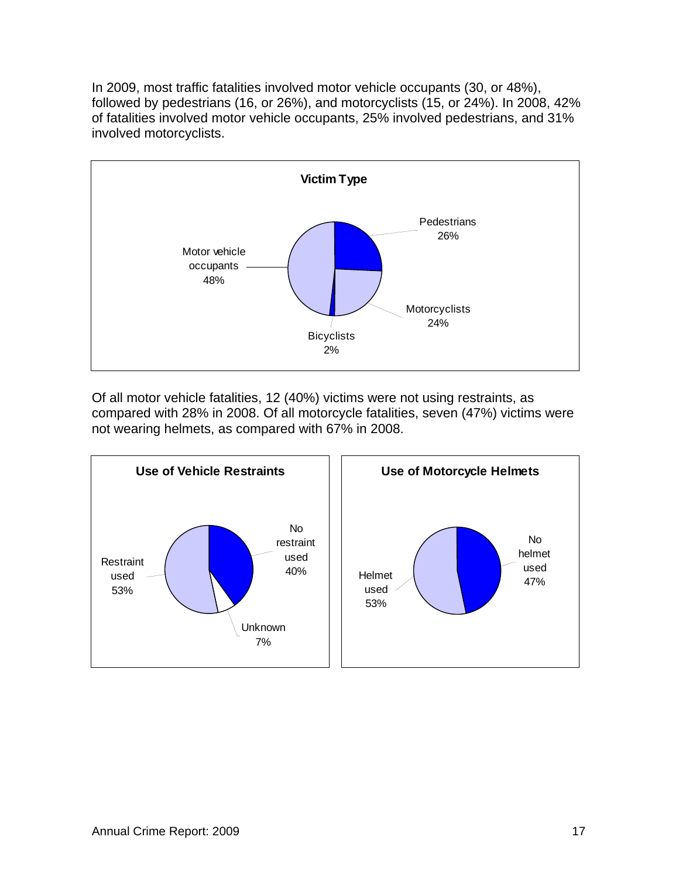In 2009, most traffic fatalities involved motor vehicle occupants (30, or 48%), followed by pedestrians (16, or 26%), and motorcyclists (15, or 24%). In 2008, 42% of fatalities involved motor vehicle occupants, 25% involved pedestrians, and 31% involved motorcyclists.

**Victim Type**

| Victim Type | Percent |
|---|---|
| Motor vehicle occupants | 48% |
| Pedestrians | 26% |
| Motorcyclists | 24% |
| Bicyclists | 2% |

Of all motor vehicle fatalities, 12 (40%) victims were not using restraints, as compared with 28% in 2008. Of all motorcycle fatalities, seven (47%) victims were not wearing helmets, as compared with 67% in 2008.

**Use of Vehicle Restraints**

| Restraint Use | Percent |
|---|---|
| Restraint used | 53% |
| No restraint used | 40% |
| Unknown | 7% |

**Use of Motorcycle Helmets**

| Helmet Use | Percent |
|---|---|
| Helmet used | 53% |
| No helmet used | 47% |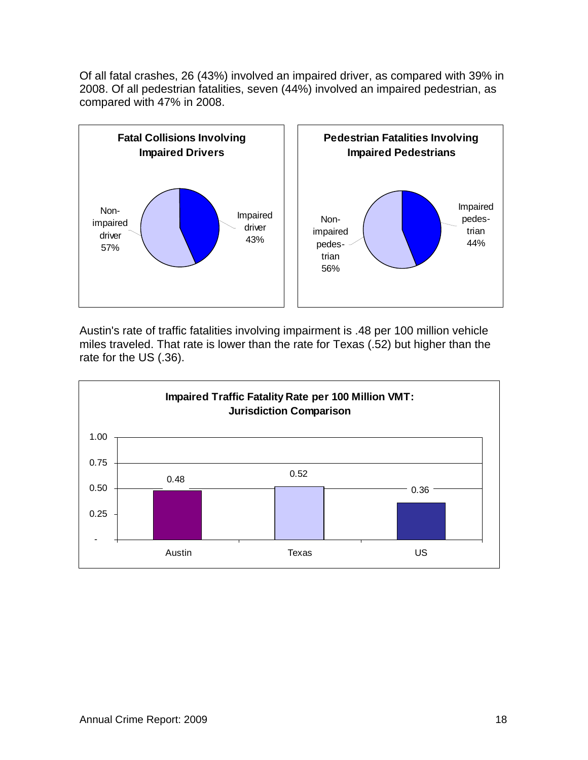Of all fatal crashes, 26 (43%) involved an impaired driver, as compared with 39% in 2008. Of all pedestrian fatalities, seven (44%) involved an impaired pedestrian, as compared with 47% in 2008.

**Fatal Collisions Involving Impaired Drivers**

| Category | Percent |
| --- | --- |
| Impaired driver | 43% |
| Non-impaired driver | 57% |

**Pedestrian Fatalities Involving Impaired Pedestrians**

| Category | Percent |
| --- | --- |
| Impaired pedestrian | 44% |
| Non-impaired pedestrian | 56% |

Austin's rate of traffic fatalities involving impairment is .48 per 100 million vehicle miles traveled. That rate is lower than the rate for Texas (.52) but higher than the rate for the US (.36).

**Impaired Traffic Fatality Rate per 100 Million VMT: Jurisdiction Comparison**

| Jurisdiction | Rate |
| --- | --- |
| Austin | 0.48 |
| Texas | 0.52 |
| US | 0.36 |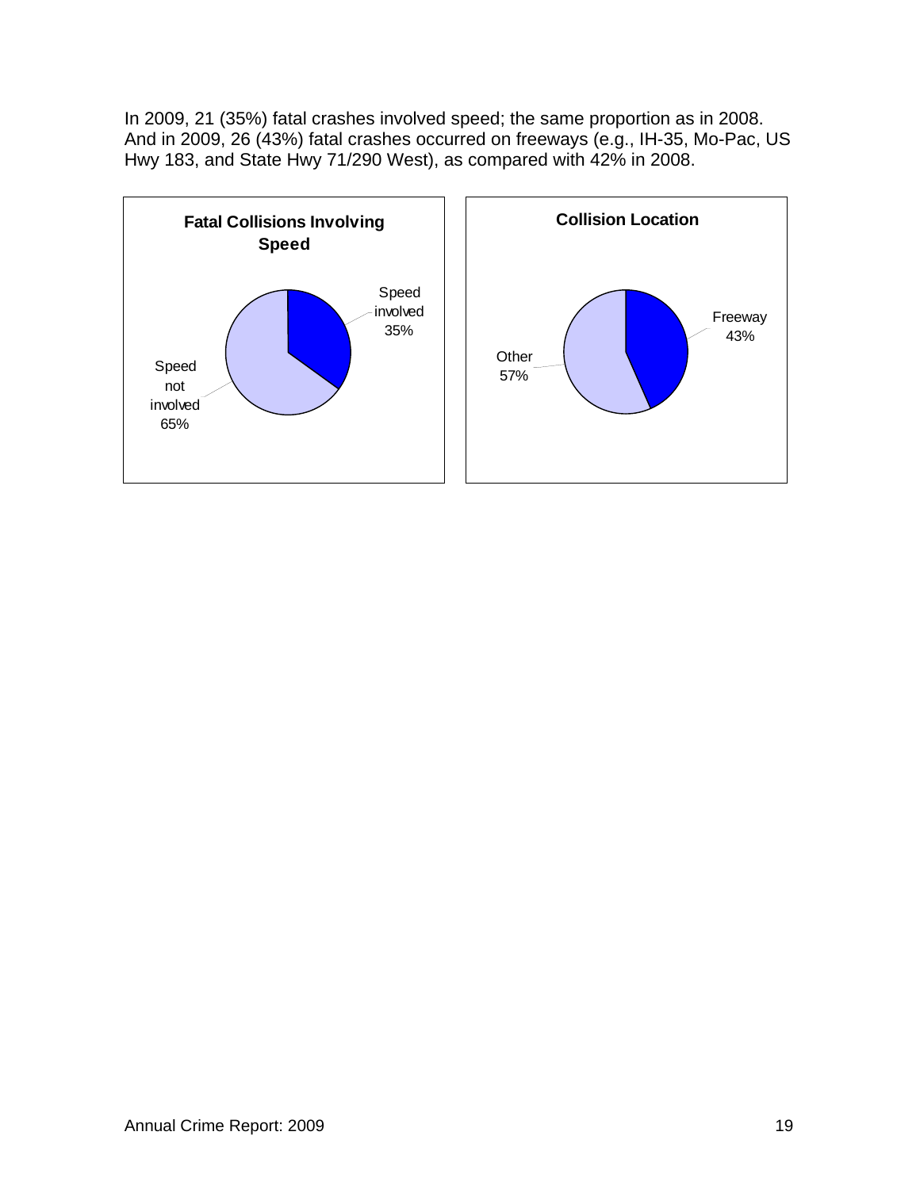In 2009, 21 (35%) fatal crashes involved speed; the same proportion as in 2008. And in 2009, 26 (43%) fatal crashes occurred on freeways (e.g., IH-35, Mo-Pac, US Hwy 183, and State Hwy 71/290 West), as compared with 42% in 2008.

**Fatal Collisions Involving Speed**

Speed involved 35%

Speed not involved 65%

**Collision Location**

Freeway 43%

Other 57%